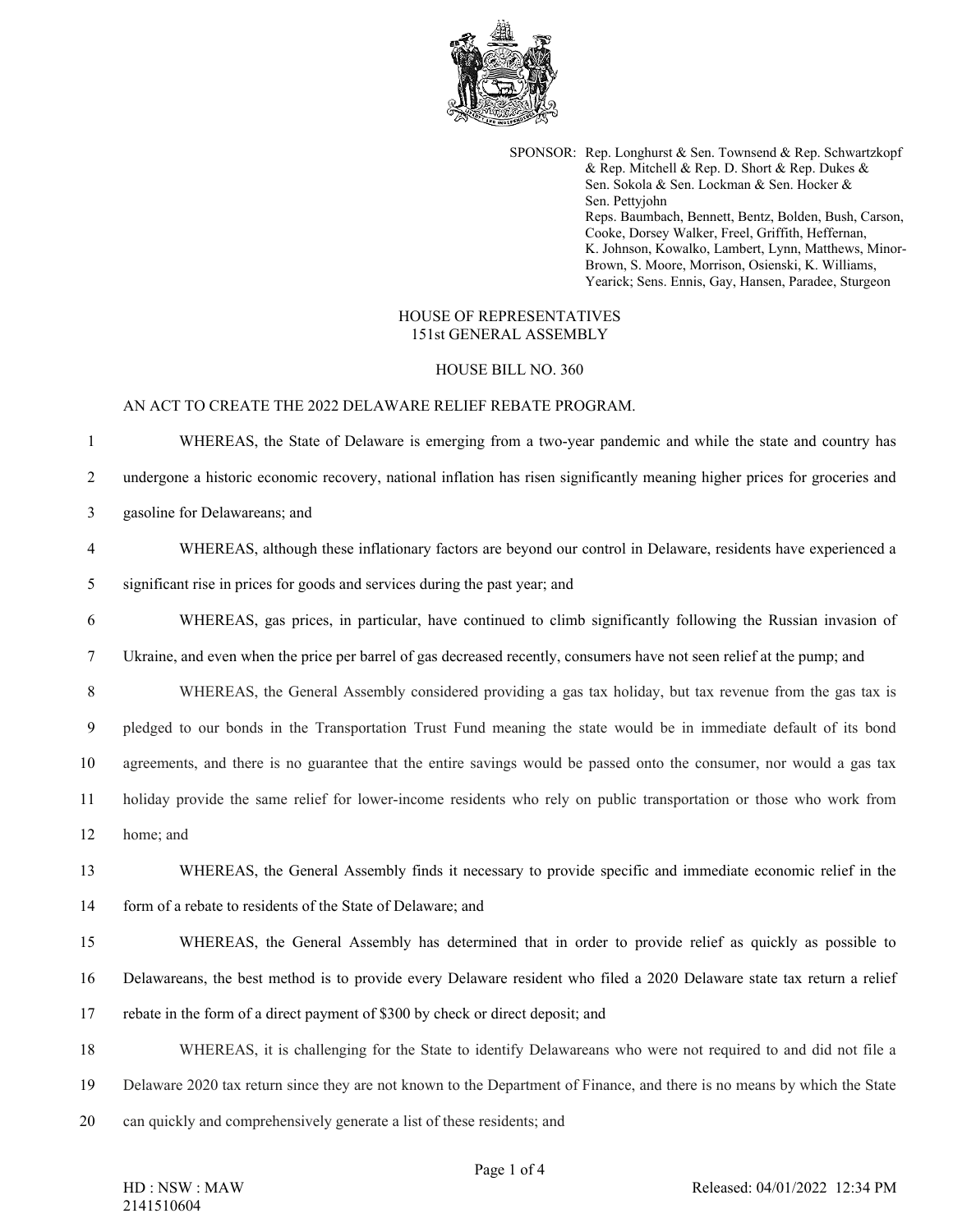SPONSOR: Rep. Longhurst & Sen. Townsend & Rep. Schwartzkopf & Rep. Mitchell & Rep. D. Short & Rep. Dukes & Sen. Sokola & Sen. Lockman & Sen. Hocker & Sen. Pettyjohn
Reps. Baumbach, Bennett, Bentz, Bolden, Bush, Carson, Cooke, Dorsey Walker, Freel, Griffith, Heffernan, K. Johnson, Kowalko, Lambert, Lynn, Matthews, Minor-Brown, S. Moore, Morrison, Osienski, K. Williams, Yearick; Sens. Ennis, Gay, Hansen, Paradee, Sturgeon

HOUSE OF REPRESENTATIVES
151st GENERAL ASSEMBLY

HOUSE BILL NO. 360

AN ACT TO CREATE THE 2022 DELAWARE RELIEF REBATE PROGRAM.

1 WHEREAS, the State of Delaware is emerging from a two-year pandemic and while the state and country has
2 undergone a historic economic recovery, national inflation has risen significantly meaning higher prices for groceries and
3 gasoline for Delawareans; and

4 WHEREAS, although these inflationary factors are beyond our control in Delaware, residents have experienced a
5 significant rise in prices for goods and services during the past year; and

6 WHEREAS, gas prices, in particular, have continued to climb significantly following the Russian invasion of
7 Ukraine, and even when the price per barrel of gas decreased recently, consumers have not seen relief at the pump; and

8 WHEREAS, the General Assembly considered providing a gas tax holiday, but tax revenue from the gas tax is
9 pledged to our bonds in the Transportation Trust Fund meaning the state would be in immediate default of its bond
10 agreements, and there is no guarantee that the entire savings would be passed onto the consumer, nor would a gas tax
11 holiday provide the same relief for lower-income residents who rely on public transportation or those who work from
12 home; and

13 WHEREAS, the General Assembly finds it necessary to provide specific and immediate economic relief in the
14 form of a rebate to residents of the State of Delaware; and

15 WHEREAS, the General Assembly has determined that in order to provide relief as quickly as possible to
16 Delawareans, the best method is to provide every Delaware resident who filed a 2020 Delaware state tax return a relief
17 rebate in the form of a direct payment of $300 by check or direct deposit; and

18 WHEREAS, it is challenging for the State to identify Delawareans who were not required to and did not file a
19 Delaware 2020 tax return since they are not known to the Department of Finance, and there is no means by which the State
20 can quickly and comprehensively generate a list of these residents; and

HD : NSW : MAW
2141510604

Released: 04/01/2022 12:34 PM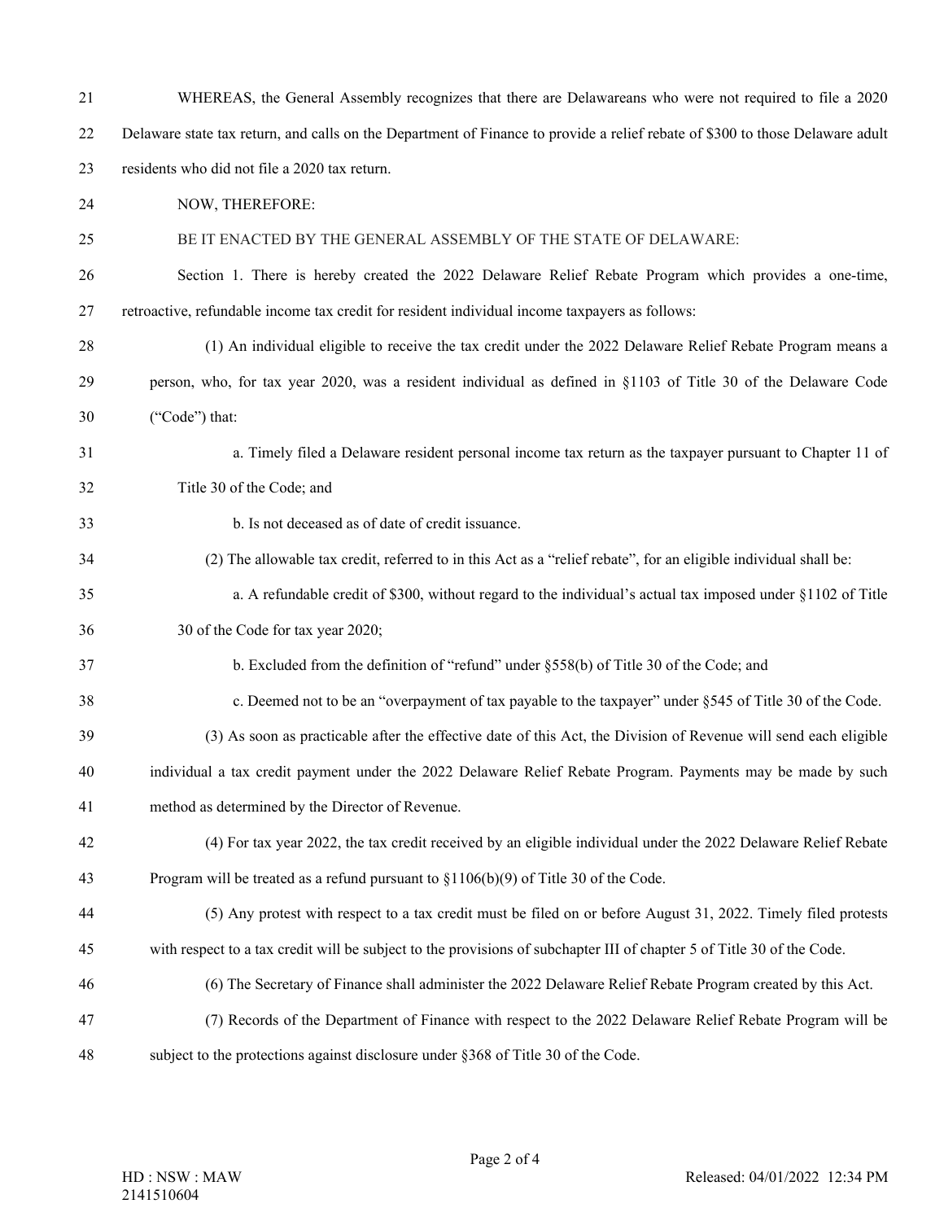WHEREAS, the General Assembly recognizes that there are Delawareans who were not required to file a 2020 Delaware state tax return, and calls on the Department of Finance to provide a relief rebate of $300 to those Delaware adult residents who did not file a 2020 tax return.

NOW, THEREFORE:

BE IT ENACTED BY THE GENERAL ASSEMBLY OF THE STATE OF DELAWARE:

Section 1. There is hereby created the 2022 Delaware Relief Rebate Program which provides a one-time, retroactive, refundable income tax credit for resident individual income taxpayers as follows:

(1) An individual eligible to receive the tax credit under the 2022 Delaware Relief Rebate Program means a person, who, for tax year 2020, was a resident individual as defined in §1103 of Title 30 of the Delaware Code ("Code") that:

a. Timely filed a Delaware resident personal income tax return as the taxpayer pursuant to Chapter 11 of Title 30 of the Code; and

b. Is not deceased as of date of credit issuance.

(2) The allowable tax credit, referred to in this Act as a "relief rebate", for an eligible individual shall be:

a. A refundable credit of $300, without regard to the individual's actual tax imposed under §1102 of Title 30 of the Code for tax year 2020;

b. Excluded from the definition of "refund" under §558(b) of Title 30 of the Code; and

c. Deemed not to be an "overpayment of tax payable to the taxpayer" under §545 of Title 30 of the Code.

(3) As soon as practicable after the effective date of this Act, the Division of Revenue will send each eligible individual a tax credit payment under the 2022 Delaware Relief Rebate Program. Payments may be made by such method as determined by the Director of Revenue.

(4) For tax year 2022, the tax credit received by an eligible individual under the 2022 Delaware Relief Rebate Program will be treated as a refund pursuant to §1106(b)(9) of Title 30 of the Code.

(5) Any protest with respect to a tax credit must be filed on or before August 31, 2022. Timely filed protests with respect to a tax credit will be subject to the provisions of subchapter III of chapter 5 of Title 30 of the Code.

(6) The Secretary of Finance shall administer the 2022 Delaware Relief Rebate Program created by this Act.

(7) Records of the Department of Finance with respect to the 2022 Delaware Relief Rebate Program will be subject to the protections against disclosure under §368 of Title 30 of the Code.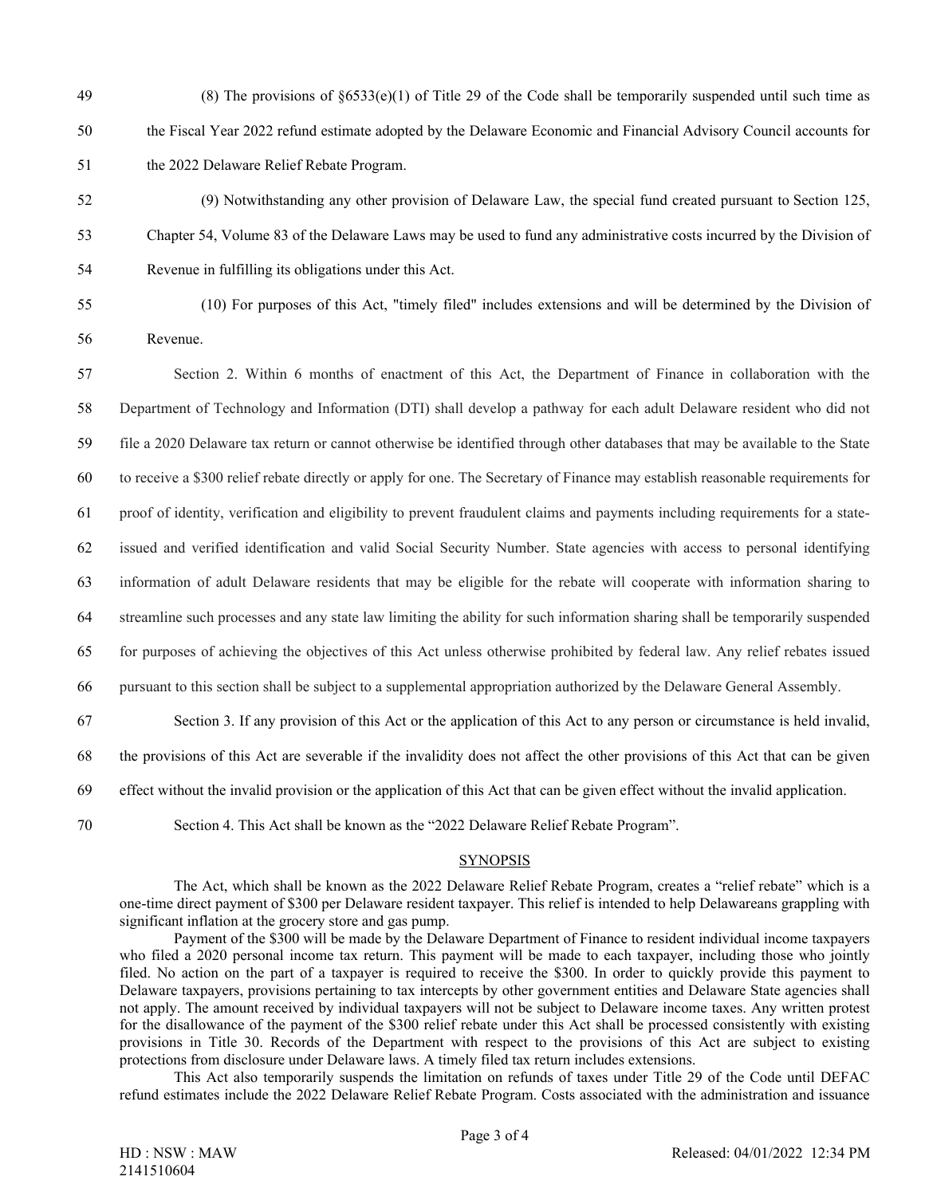(8) The provisions of §6533(e)(1) of Title 29 of the Code shall be temporarily suspended until such time as the Fiscal Year 2022 refund estimate adopted by the Delaware Economic and Financial Advisory Council accounts for the 2022 Delaware Relief Rebate Program.

(9) Notwithstanding any other provision of Delaware Law, the special fund created pursuant to Section 125, Chapter 54, Volume 83 of the Delaware Laws may be used to fund any administrative costs incurred by the Division of Revenue in fulfilling its obligations under this Act.

(10) For purposes of this Act, "timely filed" includes extensions and will be determined by the Division of Revenue.

Section 2. Within 6 months of enactment of this Act, the Department of Finance in collaboration with the Department of Technology and Information (DTI) shall develop a pathway for each adult Delaware resident who did not file a 2020 Delaware tax return or cannot otherwise be identified through other databases that may be available to the State to receive a $300 relief rebate directly or apply for one. The Secretary of Finance may establish reasonable requirements for proof of identity, verification and eligibility to prevent fraudulent claims and payments including requirements for a state-issued and verified identification and valid Social Security Number. State agencies with access to personal identifying information of adult Delaware residents that may be eligible for the rebate will cooperate with information sharing to streamline such processes and any state law limiting the ability for such information sharing shall be temporarily suspended for purposes of achieving the objectives of this Act unless otherwise prohibited by federal law. Any relief rebates issued pursuant to this section shall be subject to a supplemental appropriation authorized by the Delaware General Assembly.

Section 3. If any provision of this Act or the application of this Act to any person or circumstance is held invalid, the provisions of this Act are severable if the invalidity does not affect the other provisions of this Act that can be given effect without the invalid provision or the application of this Act that can be given effect without the invalid application.

Section 4. This Act shall be known as the "2022 Delaware Relief Rebate Program".

## SYNOPSIS

The Act, which shall be known as the 2022 Delaware Relief Rebate Program, creates a "relief rebate" which is a one-time direct payment of $300 per Delaware resident taxpayer. This relief is intended to help Delawareans grappling with significant inflation at the grocery store and gas pump.

Payment of the $300 will be made by the Delaware Department of Finance to resident individual income taxpayers who filed a 2020 personal income tax return. This payment will be made to each taxpayer, including those who jointly filed. No action on the part of a taxpayer is required to receive the $300. In order to quickly provide this payment to Delaware taxpayers, provisions pertaining to tax intercepts by other government entities and Delaware State agencies shall not apply. The amount received by individual taxpayers will not be subject to Delaware income taxes. Any written protest for the disallowance of the payment of the $300 relief rebate under this Act shall be processed consistently with existing provisions in Title 30. Records of the Department with respect to the provisions of this Act are subject to existing protections from disclosure under Delaware laws. A timely filed tax return includes extensions.

This Act also temporarily suspends the limitation on refunds of taxes under Title 29 of the Code until DEFAC refund estimates include the 2022 Delaware Relief Rebate Program. Costs associated with the administration and issuance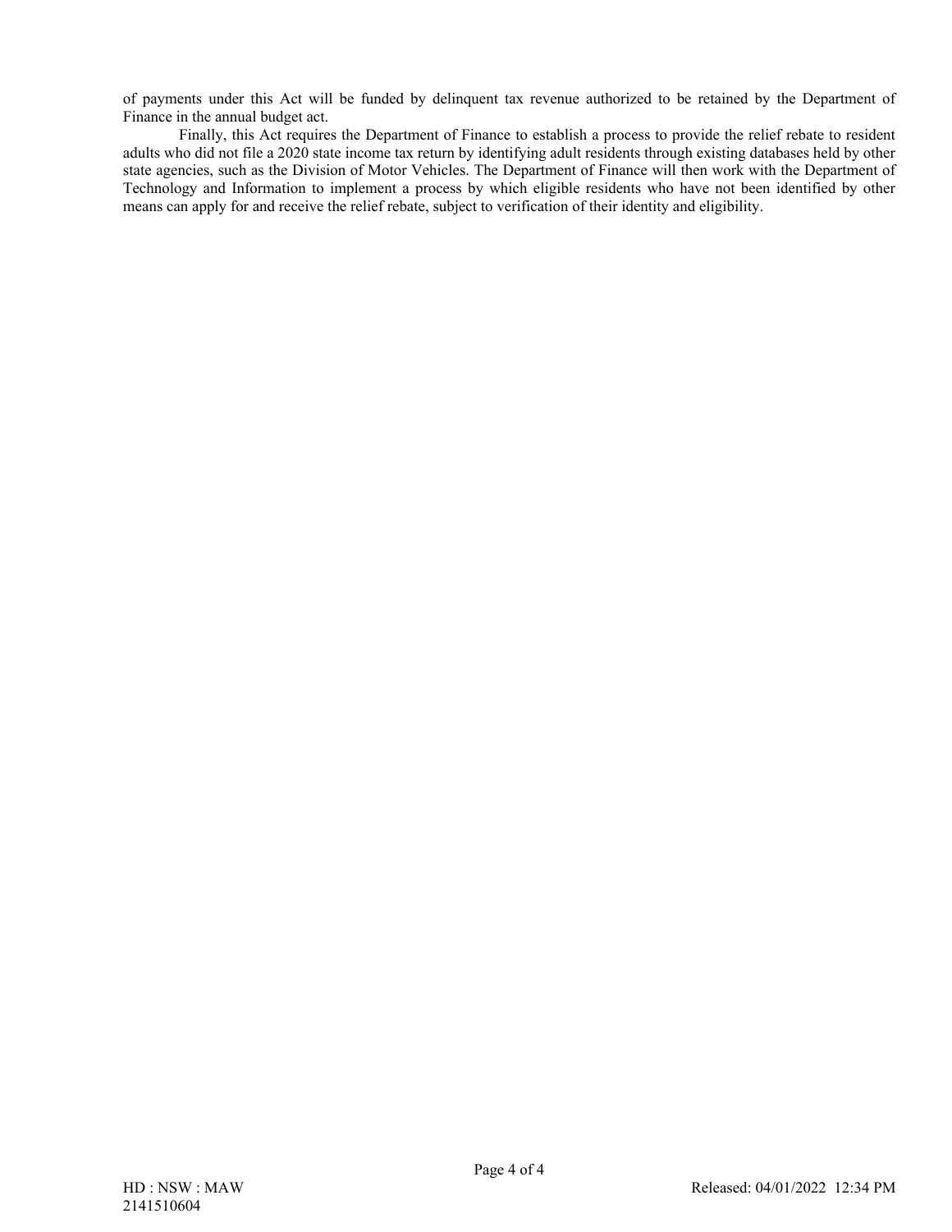of payments under this Act will be funded by delinquent tax revenue authorized to be retained by the Department of Finance in the annual budget act.

Finally, this Act requires the Department of Finance to establish a process to provide the relief rebate to resident adults who did not file a 2020 state income tax return by identifying adult residents through existing databases held by other state agencies, such as the Division of Motor Vehicles. The Department of Finance will then work with the Department of Technology and Information to implement a process by which eligible residents who have not been identified by other means can apply for and receive the relief rebate, subject to verification of their identity and eligibility.

HD : NSW : MAW
2141510604

Released: 04/01/2022 12:34 PM